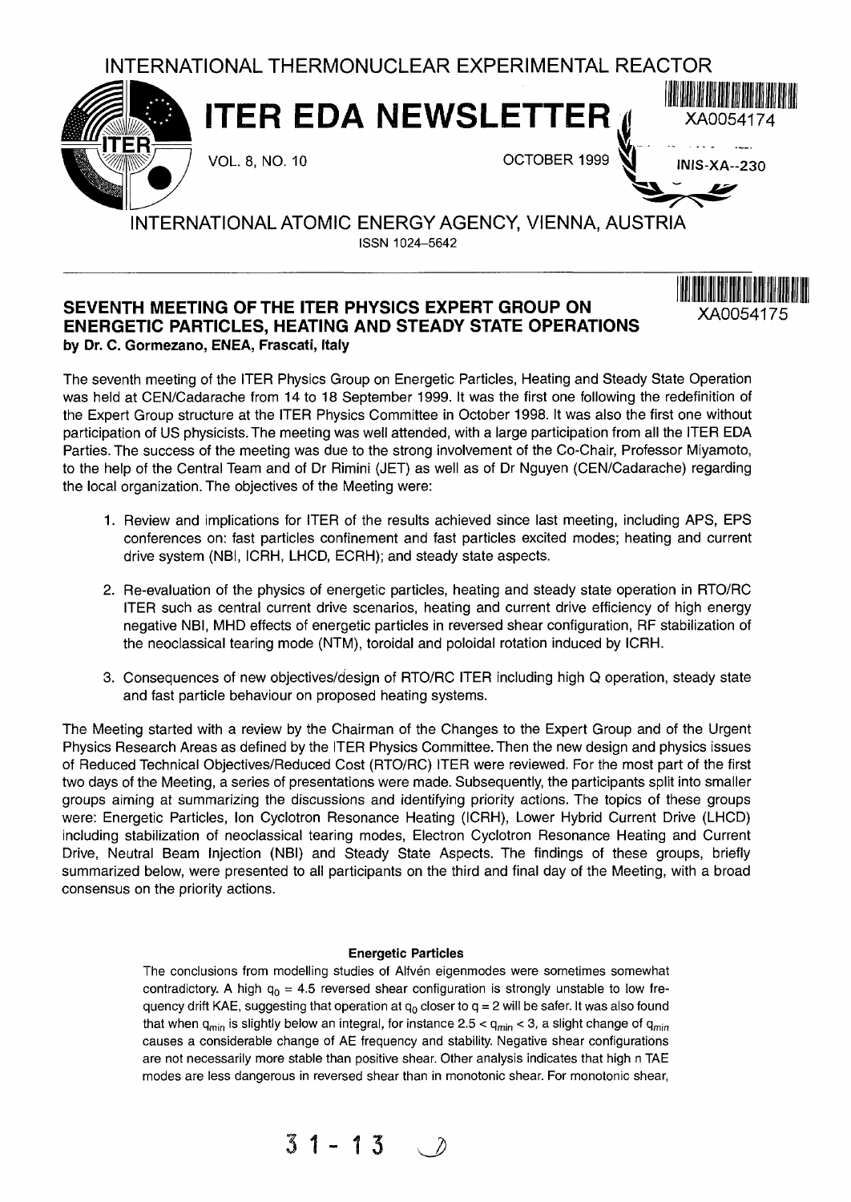INTERNATIONAL THERMONUCLEAR EXPERIMENTAL REACTOR

# ITER EDA NEWSLETTER

VOL. 8, NO. 10 — OCTOBER 1999

XA0054174

INIS-XA--230

INTERNATIONAL ATOMIC ENERGY AGENCY, VIENNA, AUSTRIA

ISSN 1024-5642

## SEVENTH MEETING OF THE ITER PHYSICS EXPERT GROUP ON ENERGETIC PARTICLES, HEATING AND STEADY STATE OPERATIONS

XA0054175

**by Dr. C. Gormezano, ENEA, Frascati, Italy**

The seventh meeting of the ITER Physics Group on Energetic Particles, Heating and Steady State Operation was held at CEN/Cadarache from 14 to 18 September 1999. It was the first one following the redefinition of the Expert Group structure at the ITER Physics Committee in October 1998. It was also the first one without participation of US physicists. The meeting was well attended, with a large participation from all the ITER EDA Parties. The success of the meeting was due to the strong involvement of the Co-Chair, Professor Miyamoto, to the help of the Central Team and of Dr Rimini (JET) as well as of Dr Nguyen (CEN/Cadarache) regarding the local organization. The objectives of the Meeting were:

1. Review and implications for ITER of the results achieved since last meeting, including APS, EPS conferences on: fast particles confinement and fast particles excited modes; heating and current drive system (NBI, ICRH, LHCD, ECRH); and steady state aspects.
2. Re-evaluation of the physics of energetic particles, heating and steady state operation in RTO/RC ITER such as central current drive scenarios, heating and current drive efficiency of high energy negative NBI, MHD effects of energetic particles in reversed shear configuration, RF stabilization of the neoclassical tearing mode (NTM), toroidal and poloidal rotation induced by ICRH.
3. Consequences of new objectives/design of RTO/RC ITER including high Q operation, steady state and fast particle behaviour on proposed heating systems.

The Meeting started with a review by the Chairman of the Changes to the Expert Group and of the Urgent Physics Research Areas as defined by the ITER Physics Committee. Then the new design and physics issues of Reduced Technical Objectives/Reduced Cost (RTO/RC) ITER were reviewed. For the most part of the first two days of the Meeting, a series of presentations were made. Subsequently, the participants split into smaller groups aiming at summarizing the discussions and identifying priority actions. The topics of these groups were: Energetic Particles, Ion Cyclotron Resonance Heating (ICRH), Lower Hybrid Current Drive (LHCD) including stabilization of neoclassical tearing modes, Electron Cyclotron Resonance Heating and Current Drive, Neutral Beam Injection (NBI) and Steady State Aspects. The findings of these groups, briefly summarized below, were presented to all participants on the third and final day of the Meeting, with a broad consensus on the priority actions.

### Energetic Particles

The conclusions from modelling studies of Alfvén eigenmodes were sometimes somewhat contradictory. A high $q_0 = 4.5$ reversed shear configuration is strongly unstable to low frequency drift KAE, suggesting that operation at $q_0$ closer to $q = 2$ will be safer. It was also found that when $q_{min}$ is slightly below an integral, for instance $2.5 < q_{min} < 3$, a slight change of $q_{min}$ causes a considerable change of AE frequency and stability. Negative shear configurations are not necessarily more stable than positive shear. Other analysis indicates that high n TAE modes are less dangerous in reversed shear than in monotonic shear. For monotonic shear,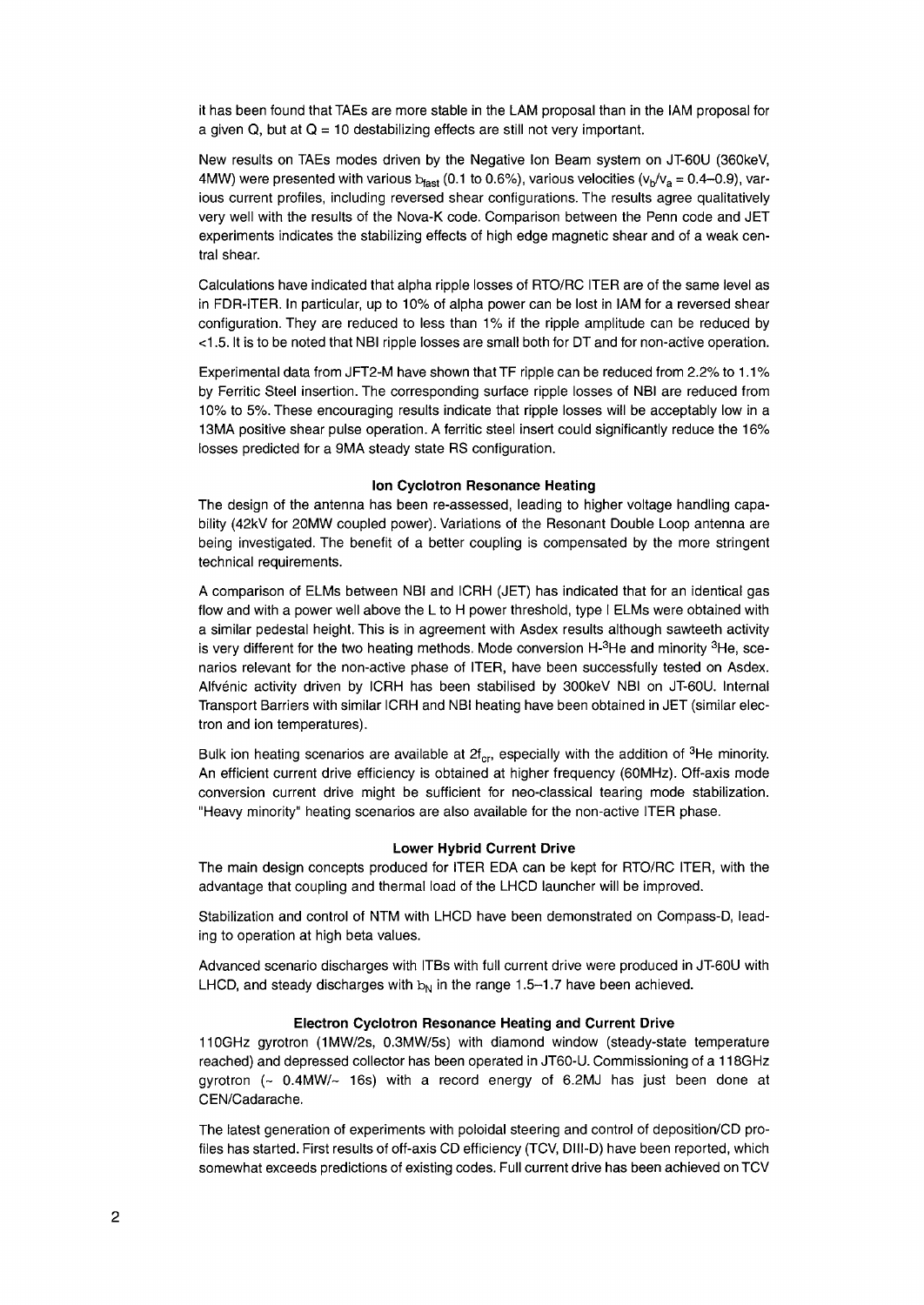it has been found that TAEs are more stable in the LAM proposal than in the IAM proposal for a given Q, but at Q = 10 destabilizing effects are still not very important.

New results on TAEs modes driven by the Negative Ion Beam system on JT-60U (360keV, 4MW) were presented with various $b_{fast}$ (0.1 to 0.6%), various velocities ($v_b/v_a$ = 0.4–0.9), various current profiles, including reversed shear configurations. The results agree qualitatively very well with the results of the Nova-K code. Comparison between the Penn code and JET experiments indicates the stabilizing effects of high edge magnetic shear and of a weak central shear.

Calculations have indicated that alpha ripple losses of RTO/RC ITER are of the same level as in FDR-ITER. In particular, up to 10% of alpha power can be lost in IAM for a reversed shear configuration. They are reduced to less than 1% if the ripple amplitude can be reduced by <1.5. It is to be noted that NBI ripple losses are small both for DT and for non-active operation.

Experimental data from JFT2-M have shown that TF ripple can be reduced from 2.2% to 1.1% by Ferritic Steel insertion. The corresponding surface ripple losses of NBI are reduced from 10% to 5%. These encouraging results indicate that ripple losses will be acceptably low in a 13MA positive shear pulse operation. A ferritic steel insert could significantly reduce the 16% losses predicted for a 9MA steady state RS configuration.

### Ion Cyclotron Resonance Heating

The design of the antenna has been re-assessed, leading to higher voltage handling capability (42kV for 20MW coupled power). Variations of the Resonant Double Loop antenna are being investigated. The benefit of a better coupling is compensated by the more stringent technical requirements.

A comparison of ELMs between NBI and ICRH (JET) has indicated that for an identical gas flow and with a power well above the L to H power threshold, type I ELMs were obtained with a similar pedestal height. This is in agreement with Asdex results although sawteeth activity is very different for the two heating methods. Mode conversion H-$^3$He and minority $^3$He, scenarios relevant for the non-active phase of ITER, have been successfully tested on Asdex. Alfvénic activity driven by ICRH has been stabilised by 300keV NBI on JT-60U. Internal Transport Barriers with similar ICRH and NBI heating have been obtained in JET (similar electron and ion temperatures).

Bulk ion heating scenarios are available at $2f_{cT}$, especially with the addition of $^3$He minority. An efficient current drive efficiency is obtained at higher frequency (60MHz). Off-axis mode conversion current drive might be sufficient for neo-classical tearing mode stabilization. "Heavy minority" heating scenarios are also available for the non-active ITER phase.

### Lower Hybrid Current Drive

The main design concepts produced for ITER EDA can be kept for RTO/RC ITER, with the advantage that coupling and thermal load of the LHCD launcher will be improved.

Stabilization and control of NTM with LHCD have been demonstrated on Compass-D, leading to operation at high beta values.

Advanced scenario discharges with ITBs with full current drive were produced in JT-60U with LHCD, and steady discharges with $b_N$ in the range 1.5–1.7 have been achieved.

### Electron Cyclotron Resonance Heating and Current Drive

110GHz gyrotron (1MW/2s, 0.3MW/5s) with diamond window (steady-state temperature reached) and depressed collector has been operated in JT60-U. Commissioning of a 118GHz gyrotron (~ 0.4MW/~ 16s) with a record energy of 6.2MJ has just been done at CEN/Cadarache.

The latest generation of experiments with poloidal steering and control of deposition/CD profiles has started. First results of off-axis CD efficiency (TCV, DIII-D) have been reported, which somewhat exceeds predictions of existing codes. Full current drive has been achieved on TCV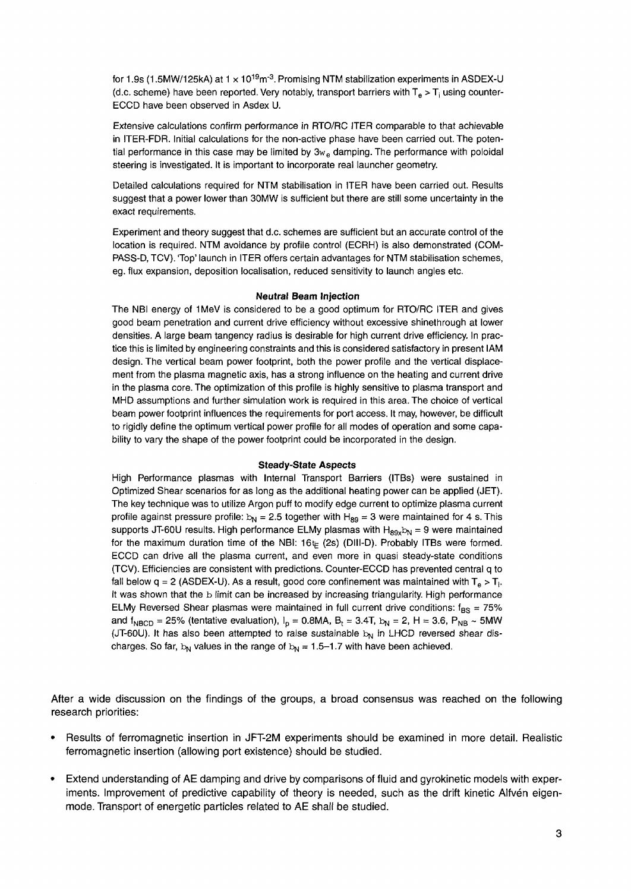for 1.9s (1.5MW/125kA) at $1 \times 10^{19}m^{-3}$. Promising NTM stabilization experiments in ASDEX-U (d.c. scheme) have been reported. Very notably, transport barriers with $T_e > T_i$ using counter-ECCD have been observed in Asdex U.

Extensive calculations confirm performance in RTO/RC ITER comparable to that achievable in ITER-FDR. Initial calculations for the non-active phase have been carried out. The potential performance in this case may be limited by $3w_e$ damping. The performance with poloidal steering is investigated. It is important to incorporate real launcher geometry.

Detailed calculations required for NTM stabilisation in ITER have been carried out. Results suggest that a power lower than 30MW is sufficient but there are still some uncertainty in the exact requirements.

Experiment and theory suggest that d.c. schemes are sufficient but an accurate control of the location is required. NTM avoidance by profile control (ECRH) is also demonstrated (COMPASS-D, TCV). 'Top' launch in ITER offers certain advantages for NTM stabilisation schemes, eg. flux expansion, deposition localisation, reduced sensitivity to launch angles etc.

**Neutral Beam Injection**

The NBI energy of 1MeV is considered to be a good optimum for RTO/RC ITER and gives good beam penetration and current drive efficiency without excessive shinethrough at lower densities. A large beam tangency radius is desirable for high current drive efficiency. In practice this is limited by engineering constraints and this is considered satisfactory in present IAM design. The vertical beam power footprint, both the power profile and the vertical displacement from the plasma magnetic axis, has a strong influence on the heating and current drive in the plasma core. The optimization of this profile is highly sensitive to plasma transport and MHD assumptions and further simulation work is required in this area. The choice of vertical beam power footprint influences the requirements for port access. It may, however, be difficult to rigidly define the optimum vertical power profile for all modes of operation and some capability to vary the shape of the power footprint could be incorporated in the design.

**Steady-State Aspects**

High Performance plasmas with Internal Transport Barriers (ITBs) were sustained in Optimized Shear scenarios for as long as the additional heating power can be applied (JET). The key technique was to utilize Argon puff to modify edge current to optimize plasma current profile against pressure profile: $\beta_N = 2.5$ together with $H_{89} = 3$ were maintained for 4 s. This supports JT-60U results. High performance ELMy plasmas with $H_{89} \times \beta_N = 9$ were maintained for the maximum duration time of the NBI: $16\tau_E$ (2s) (DIII-D). Probably ITBs were formed. ECCD can drive all the plasma current, and even more in quasi steady-state conditions (TCV). Efficiencies are consistent with predictions. Counter-ECCD has prevented central q to fall below q = 2 (ASDEX-U). As a result, good core confinement was maintained with $T_e > T_i$. It was shown that the $\beta$ limit can be increased by increasing triangularity. High performance ELMy Reversed Shear plasmas were maintained in full current drive conditions: $f_{BS} = 75\%$ and $f_{NBCD} = 25\%$ (tentative evaluation), $I_p = 0.8$MA, $B_t = 3.4$T, $\beta_N = 2$, H = 3.6, $P_{NB} \sim 5$MW (JT-60U). It has also been attempted to raise sustainable $\beta_N$ in LHCD reversed shear discharges. So far, $\beta_N$ values in the range of $\beta_N = 1.5$–$1.7$ with have been achieved.

After a wide discussion on the findings of the groups, a broad consensus was reached on the following research priorities:

- Results of ferromagnetic insertion in JFT-2M experiments should be examined in more detail. Realistic ferromagnetic insertion (allowing port existence) should be studied.
- Extend understanding of AE damping and drive by comparisons of fluid and gyrokinetic models with experiments. Improvement of predictive capability of theory is needed, such as the drift kinetic Alfvén eigenmode. Transport of energetic particles related to AE shall be studied.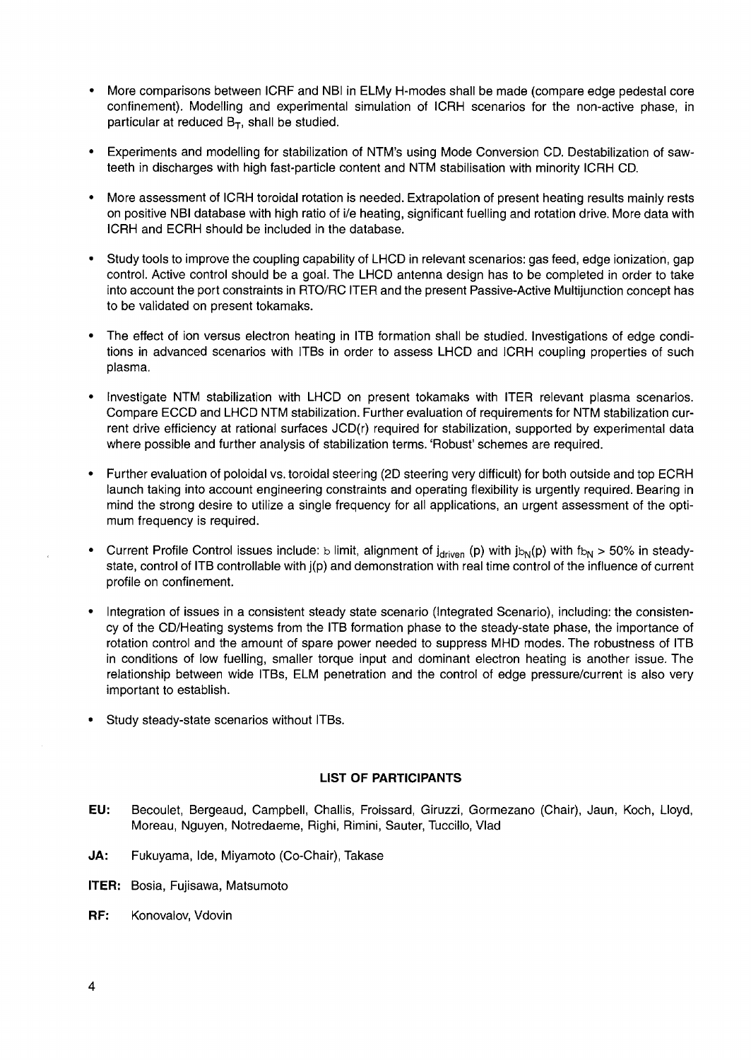- More comparisons between ICRF and NBI in ELMy H-modes shall be made (compare edge pedestal core confinement). Modelling and experimental simulation of ICRH scenarios for the non-active phase, in particular at reduced $B_T$, shall be studied.

- Experiments and modelling for stabilization of NTM's using Mode Conversion CD. Destabilization of saw-teeth in discharges with high fast-particle content and NTM stabilisation with minority ICRH CD.

- More assessment of ICRH toroidal rotation is needed. Extrapolation of present heating results mainly rests on positive NBI database with high ratio of i/e heating, significant fuelling and rotation drive. More data with ICRH and ECRH should be included in the database.

- Study tools to improve the coupling capability of LHCD in relevant scenarios: gas feed, edge ionization, gap control. Active control should be a goal. The LHCD antenna design has to be completed in order to take into account the port constraints in RTO/RC ITER and the present Passive-Active Multijunction concept has to be validated on present tokamaks.

- The effect of ion versus electron heating in ITB formation shall be studied. Investigations of edge conditions in advanced scenarios with ITBs in order to assess LHCD and ICRH coupling properties of such plasma.

- Investigate NTM stabilization with LHCD on present tokamaks with ITER relevant plasma scenarios. Compare ECCD and LHCD NTM stabilization. Further evaluation of requirements for NTM stabilization current drive efficiency at rational surfaces JCD(r) required for stabilization, supported by experimental data where possible and further analysis of stabilization terms. 'Robust' schemes are required.

- Further evaluation of poloidal vs. toroidal steering (2D steering very difficult) for both outside and top ECRH launch taking into account engineering constraints and operating flexibility is urgently required. Bearing in mind the strong desire to utilize a single frequency for all applications, an urgent assessment of the optimum frequency is required.

- Current Profile Control issues include: b limit, alignment of $j_{driven}$ (p) with $j_{bN}$(p) with $f_{bN}$ > 50% in steady-state, control of ITB controllable with j(p) and demonstration with real time control of the influence of current profile on confinement.

- Integration of issues in a consistent steady state scenario (Integrated Scenario), including: the consistency of the CD/Heating systems from the ITB formation phase to the steady-state phase, the importance of rotation control and the amount of spare power needed to suppress MHD modes. The robustness of ITB in conditions of low fuelling, smaller torque input and dominant electron heating is another issue. The relationship between wide ITBs, ELM penetration and the control of edge pressure/current is also very important to establish.

- Study steady-state scenarios without ITBs.

## LIST OF PARTICIPANTS

**EU:** Becoulet, Bergeaud, Campbell, Challis, Froissard, Giruzzi, Gormezano (Chair), Jaun, Koch, Lloyd, Moreau, Nguyen, Notredaeme, Righi, Rimini, Sauter, Tuccillo, Vlad

**JA:** Fukuyama, Ide, Miyamoto (Co-Chair), Takase

**ITER:** Bosia, Fujisawa, Matsumoto

**RF:** Konovalov, Vdovin